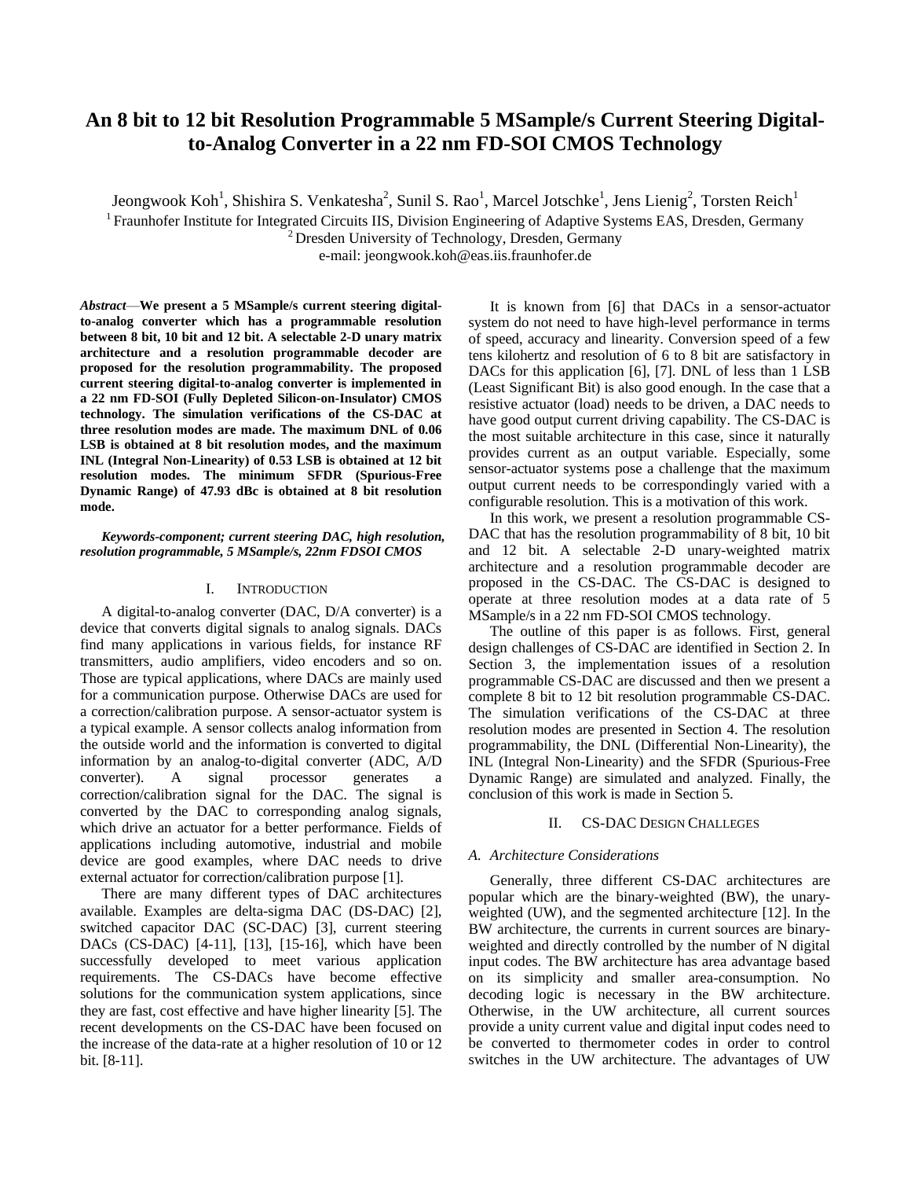# An 8 bit to 12 bit Resolution Programmable 5 MSample/s Current Steering Digital-to-Analog Converter in a 22 nm FD-SOI CMOS Technology

Jeongwook Koh[1], Shishira S. Venkatesha[2], Sunil S. Rao[1], Marcel Jotschke[1], Jens Lienig[2], Torsten Reich[1]

[1] Fraunhofer Institute for Integrated Circuits IIS, Division Engineering of Adaptive Systems EAS, Dresden, Germany

[2] Dresden University of Technology, Dresden, Germany

e-mail: jeongwook.koh@eas.iis.fraunhofer.de

***Abstract*—We present a 5 MSample/s current steering digital-to-analog converter which has a programmable resolution between 8 bit, 10 bit and 12 bit. A selectable 2-D unary matrix architecture and a resolution programmable decoder are proposed for the resolution programmability. The proposed current steering digital-to-analog converter is implemented in a 22 nm FD-SOI (Fully Depleted Silicon-on-Insulator) CMOS technology. The simulation verifications of the CS-DAC at three resolution modes are made. The maximum DNL of 0.06 LSB is obtained at 8 bit resolution modes, and the maximum INL (Integral Non-Linearity) of 0.53 LSB is obtained at 12 bit resolution modes. The minimum SFDR (Spurious-Free Dynamic Range) of 47.93 dBc is obtained at 8 bit resolution mode.**

***Keywords-component; current steering DAC, high resolution, resolution programmable, 5 MSample/s, 22nm FDSOI CMOS***

## I. Introduction

A digital-to-analog converter (DAC, D/A converter) is a device that converts digital signals to analog signals. DACs find many applications in various fields, for instance RF transmitters, audio amplifiers, video encoders and so on. Those are typical applications, where DACs are mainly used for a communication purpose. Otherwise DACs are used for a correction/calibration purpose. A sensor-actuator system is a typical example. A sensor collects analog information from the outside world and the information is converted to digital information by an analog-to-digital converter (ADC, A/D converter). A signal processor generates a correction/calibration signal for the DAC. The signal is converted by the DAC to corresponding analog signals, which drive an actuator for a better performance. Fields of applications including automotive, industrial and mobile device are good examples, where DAC needs to drive external actuator for correction/calibration purpose [1].

There are many different types of DAC architectures available. Examples are delta-sigma DAC (DS-DAC) [2], switched capacitor DAC (SC-DAC) [3], current steering DACs (CS-DAC) [4-11], [13], [15-16], which have been successfully developed to meet various application requirements. The CS-DACs have become effective solutions for the communication system applications, since they are fast, cost effective and have higher linearity [5]. The recent developments on the CS-DAC have been focused on the increase of the data-rate at a higher resolution of 10 or 12 bit. [8-11].

It is known from [6] that DACs in a sensor-actuator system do not need to have high-level performance in terms of speed, accuracy and linearity. Conversion speed of a few tens kilohertz and resolution of 6 to 8 bit are satisfactory in DACs for this application [6], [7]. DNL of less than 1 LSB (Least Significant Bit) is also good enough. In the case that a resistive actuator (load) needs to be driven, a DAC needs to have good output current driving capability. The CS-DAC is the most suitable architecture in this case, since it naturally provides current as an output variable. Especially, some sensor-actuator systems pose a challenge that the maximum output current needs to be correspondingly varied with a configurable resolution. This is a motivation of this work.

In this work, we present a resolution programmable CS-DAC that has the resolution programmability of 8 bit, 10 bit and 12 bit. A selectable 2-D unary-weighted matrix architecture and a resolution programmable decoder are proposed in the CS-DAC. The CS-DAC is designed to operate at three resolution modes at a data rate of 5 MSample/s in a 22 nm FD-SOI CMOS technology.

The outline of this paper is as follows. First, general design challenges of CS-DAC are identified in Section 2. In Section 3, the implementation issues of a resolution programmable CS-DAC are discussed and then we present a complete 8 bit to 12 bit resolution programmable CS-DAC. The simulation verifications of the CS-DAC at three resolution modes are presented in Section 4. The resolution programmability, the DNL (Differential Non-Linearity), the INL (Integral Non-Linearity) and the SFDR (Spurious-Free Dynamic Range) are simulated and analyzed. Finally, the conclusion of this work is made in Section 5.

## II. CS-DAC Design Challeges

### *A. Architecture Considerations*

Generally, three different CS-DAC architectures are popular which are the binary-weighted (BW), the unary-weighted (UW), and the segmented architecture [12]. In the BW architecture, the currents in current sources are binary-weighted and directly controlled by the number of N digital input codes. The BW architecture has area advantage based on its simplicity and smaller area-consumption. No decoding logic is necessary in the BW architecture. Otherwise, in the UW architecture, all current sources provide a unity current value and digital input codes need to be converted to thermometer codes in order to control switches in the UW architecture. The advantages of UW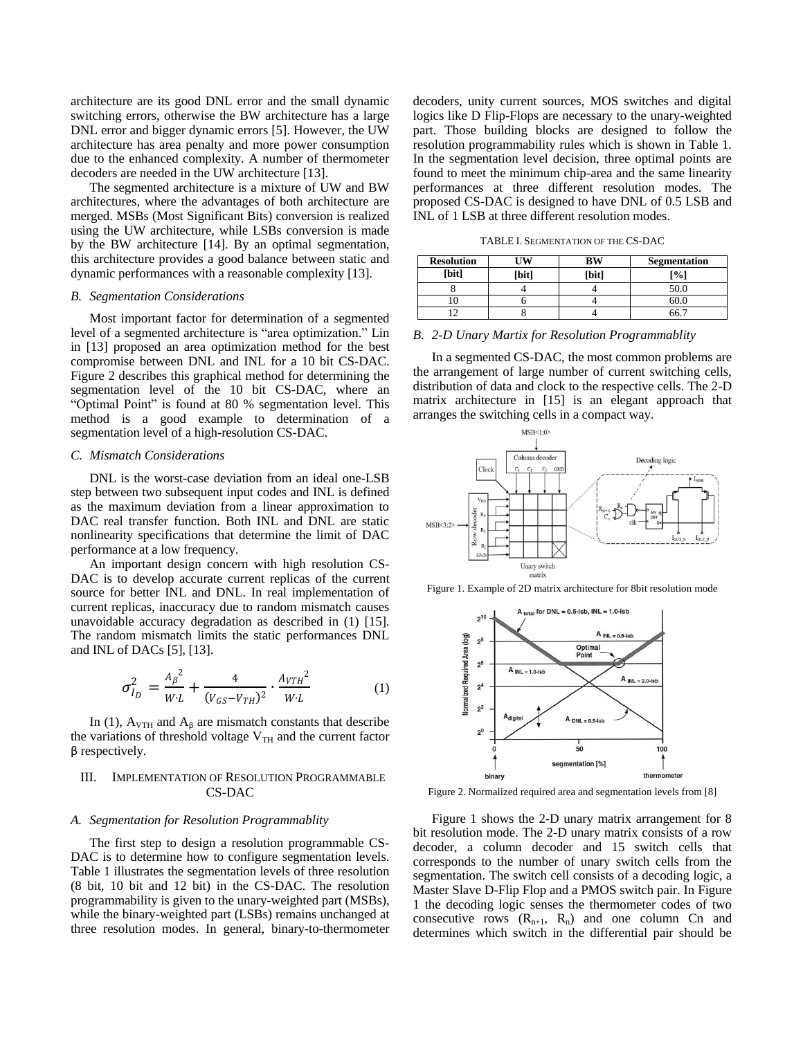architecture are its good DNL error and the small dynamic switching errors, otherwise the BW architecture has a large DNL error and bigger dynamic errors [5]. However, the UW architecture has area penalty and more power consumption due to the enhanced complexity. A number of thermometer decoders are needed in the UW architecture [13].

The segmented architecture is a mixture of UW and BW architectures, where the advantages of both architecture are merged. MSBs (Most Significant Bits) conversion is realized using the UW architecture, while LSBs conversion is made by the BW architecture [14]. By an optimal segmentation, this architecture provides a good balance between static and dynamic performances with a reasonable complexity [13].

### *B. Segmentation Considerations*

Most important factor for determination of a segmented level of a segmented architecture is "area optimization." Lin in [13] proposed an area optimization method for the best compromise between DNL and INL for a 10 bit CS-DAC. Figure 2 describes this graphical method for determining the segmentation level of the 10 bit CS-DAC, where an "Optimal Point" is found at 80 % segmentation level. This method is a good example to determination of a segmentation level of a high-resolution CS-DAC.

### *C. Mismatch Considerations*

DNL is the worst-case deviation from an ideal one-LSB step between two subsequent input codes and INL is defined as the maximum deviation from a linear approximation to DAC real transfer function. Both INL and DNL are static nonlinearity specifications that determine the limit of DAC performance at a low frequency.

An important design concern with high resolution CS-DAC is to develop accurate current replicas of the current source for better INL and DNL. In real implementation of current replicas, inaccuracy due to random mismatch causes unavoidable accuracy degradation as described in (1) [15]. The random mismatch limits the static performances DNL and INL of DACs [5], [13].

$$\sigma_{I_D}^2 = \frac{{A_\beta}^2}{W \cdot L} + \frac{4}{(V_{GS}-V_{TH})^2} \cdot \frac{{A_{VTH}}^2}{W \cdot L} \qquad (1)$$

In (1), $A_{VTH}$ and $A_\beta$ are mismatch constants that describe the variations of threshold voltage $V_{TH}$ and the current factor β respectively.

## III. Implementation of Resolution Programmable CS-DAC

### *A. Segmentation for Resolution Programmablity*

The first step to design a resolution programmable CS-DAC is to determine how to configure segmentation levels. Table 1 illustrates the segmentation levels of three resolution (8 bit, 10 bit and 12 bit) in the CS-DAC. The resolution programmability is given to the unary-weighted part (MSBs), while the binary-weighted part (LSBs) remains unchanged at three resolution modes. In general, binary-to-thermometer decoders, unity current sources, MOS switches and digital logics like D Flip-Flops are necessary to the unary-weighted part. Those building blocks are designed to follow the resolution programmability rules which is shown in Table 1. In the segmentation level decision, three optimal points are found to meet the minimum chip-area and the same linearity performances at three different resolution modes. The proposed CS-DAC is designed to have DNL of 0.5 LSB and INL of 1 LSB at three different resolution modes.

TABLE I. Segmentation of the CS-DAC

| Resolution [bit] | UW [bit] | BW [bit] | Segmentation [%] |
|---|---|---|---|
| 8 | 4 | 4 | 50.0 |
| 10 | 6 | 4 | 60.0 |
| 12 | 8 | 4 | 66.7 |

### *B. 2-D Unary Martix for Resolution Programmablity*

In a segmented CS-DAC, the most common problems are the arrangement of large number of current switching cells, distribution of data and clock to the respective cells. The 2-D matrix architecture in [15] is an elegant approach that arranges the switching cells in a compact way.

Figure 1. Example of 2D matrix architecture for 8bit resolution mode

Figure 2. Normalized required area and segmentation levels from [8]

Figure 1 shows the 2-D unary matrix arrangement for 8 bit resolution mode. The 2-D unary matrix consists of a row decoder, a column decoder and 15 switch cells that corresponds to the number of unary switch cells from the segmentation. The switch cell consists of a decoding logic, a Master Slave D-Flip Flop and a PMOS switch pair. In Figure 1 the decoding logic senses the thermometer codes of two consecutive rows ($R_{n+1}$, $R_n$) and one column Cn and determines which switch in the differential pair should be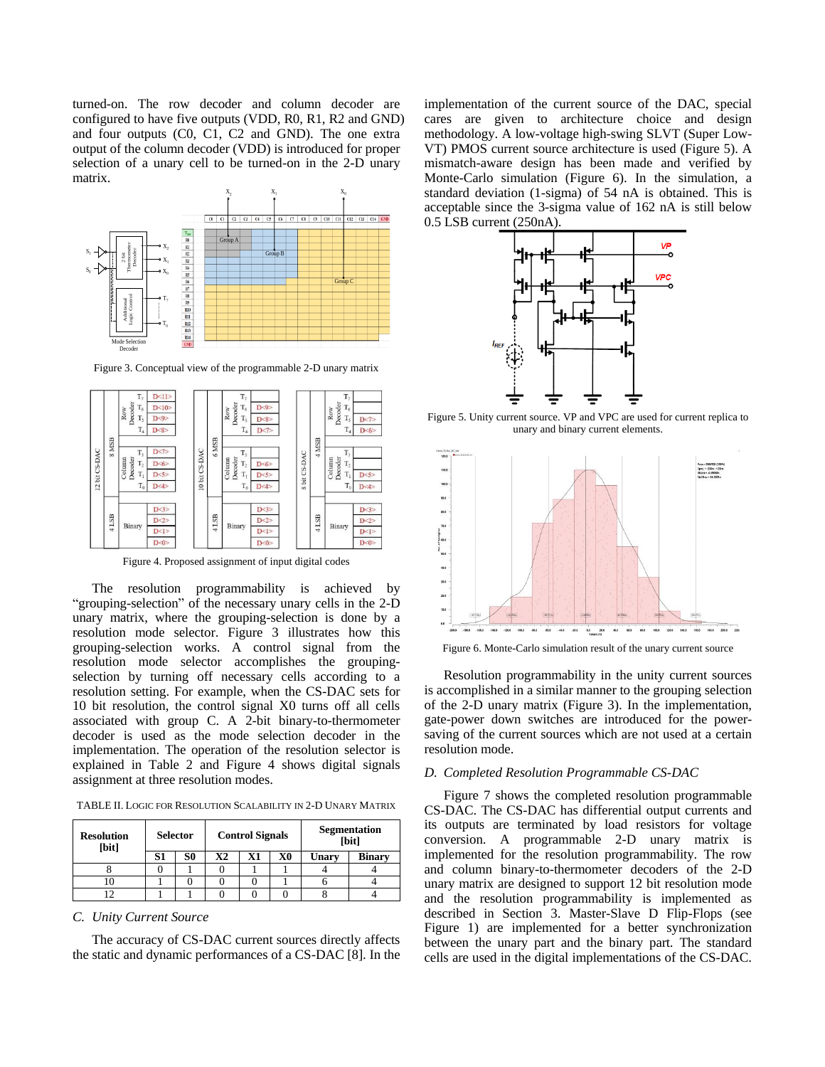turned-on. The row decoder and column decoder are configured to have five outputs (VDD, R0, R1, R2 and GND) and four outputs (C0, C1, C2 and GND). The one extra output of the column decoder (VDD) is introduced for proper selection of a unary cell to be turned-on in the 2-D unary matrix.

Figure 3. Conceptual view of the programmable 2-D unary matrix

Figure 4. Proposed assignment of input digital codes

The resolution programmability is achieved by "grouping-selection" of the necessary unary cells in the 2-D unary matrix, where the grouping-selection is done by a resolution mode selector. Figure 3 illustrates how this grouping-selection works. A control signal from the resolution mode selector accomplishes the grouping-selection by turning off necessary cells according to a resolution setting. For example, when the CS-DAC sets for 10 bit resolution, the control signal X0 turns off all cells associated with group C. A 2-bit binary-to-thermometer decoder is used as the mode selection decoder in the implementation. The operation of the resolution selector is explained in Table 2 and Figure 4 shows digital signals assignment at three resolution modes.

TABLE II. LOGIC FOR RESOLUTION SCALABILITY IN 2-D UNARY MATRIX

| Resolution [bit] | Selector | | Control Signals | | | Segmentation [bit] | |
|---|---|---|---|---|---|---|---|
| | S1 | S0 | X2 | X1 | X0 | Unary | Binary |
| 8 | 0 | 1 | 0 | 1 | 1 | 4 | 4 |
| 10 | 1 | 0 | 0 | 0 | 1 | 6 | 4 |
| 12 | 1 | 1 | 0 | 0 | 0 | 8 | 4 |

### C. Unity Current Source

The accuracy of CS-DAC current sources directly affects the static and dynamic performances of a CS-DAC [8]. In the implementation of the current source of the DAC, special cares are given to architecture choice and design methodology. A low-voltage high-swing SLVT (Super Low-VT) PMOS current source architecture is used (Figure 5). A mismatch-aware design has been made and verified by Monte-Carlo simulation (Figure 6). In the simulation, a standard deviation (1-sigma) of 54 nA is obtained. This is acceptable since the 3-sigma value of 162 nA is still below 0.5 LSB current (250nA).

Figure 5. Unity current source. VP and VPC are used for current replica to unary and binary current elements.

Figure 6. Monte-Carlo simulation result of the unary current source

Resolution programmability in the unity current sources is accomplished in a similar manner to the grouping selection of the 2-D unary matrix (Figure 3). In the implementation, gate-power down switches are introduced for the power-saving of the current sources which are not used at a certain resolution mode.

### D. Completed Resolution Programmable CS-DAC

Figure 7 shows the completed resolution programmable CS-DAC. The CS-DAC has differential output currents and its outputs are terminated by load resistors for voltage conversion. A programmable 2-D unary matrix is implemented for the resolution programmability. The row and column binary-to-thermometer decoders of the 2-D unary matrix are designed to support 12 bit resolution mode and the resolution programmability is implemented as described in Section 3. Master-Slave D Flip-Flops (see Figure 1) are implemented for a better synchronization between the unary part and the binary part. The standard cells are used in the digital implementations of the CS-DAC.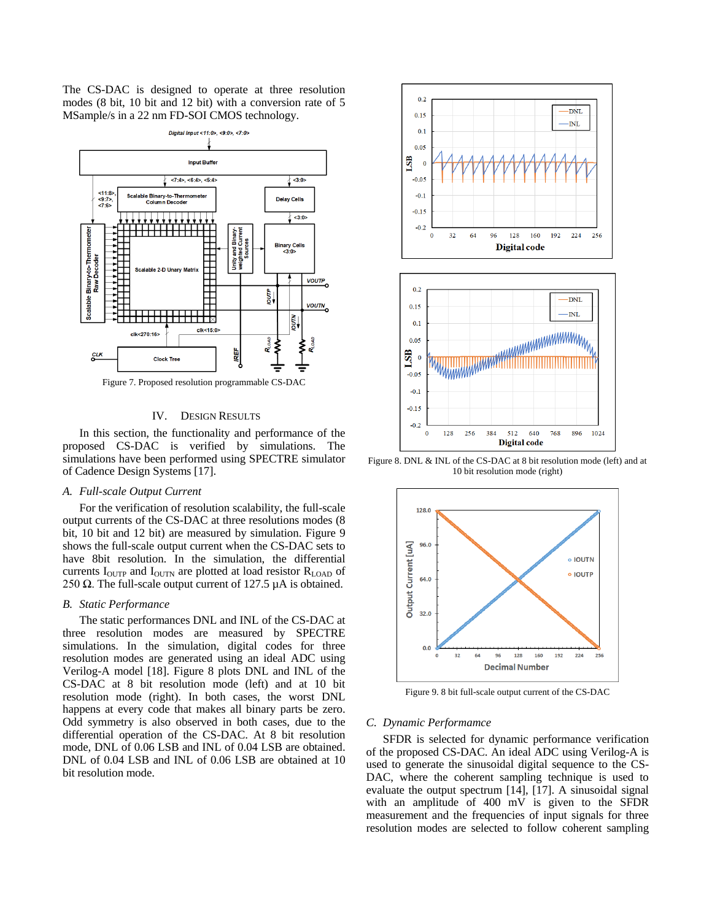The CS-DAC is designed to operate at three resolution modes (8 bit, 10 bit and 12 bit) with a conversion rate of 5 MSample/s in a 22 nm FD-SOI CMOS technology.

Figure 7. Proposed resolution programmable CS-DAC

## IV. Design Results

In this section, the functionality and performance of the proposed CS-DAC is verified by simulations. The simulations have been performed using SPECTRE simulator of Cadence Design Systems [17].

### *A. Full-scale Output Current*

For the verification of resolution scalability, the full-scale output currents of the CS-DAC at three resolutions modes (8 bit, 10 bit and 12 bit) are measured by simulation. Figure 9 shows the full-scale output current when the CS-DAC sets to have 8bit resolution. In the simulation, the differential currents $I_{OUTP}$ and $I_{OUTN}$ are plotted at load resistor $R_{LOAD}$ of 250 Ω. The full-scale output current of 127.5 µA is obtained.

### *B. Static Performance*

The static performances DNL and INL of the CS-DAC at three resolution modes are measured by SPECTRE simulations. In the simulation, digital codes for three resolution modes are generated using an ideal ADC using Verilog-A model [18]. Figure 8 plots DNL and INL of the CS-DAC at 8 bit resolution mode (left) and at 10 bit resolution mode (right). In both cases, the worst DNL happens at every code that makes all binary parts be zero. Odd symmetry is also observed in both cases, due to the differential operation of the CS-DAC. At 8 bit resolution mode, DNL of 0.06 LSB and INL of 0.04 LSB are obtained. DNL of 0.04 LSB and INL of 0.06 LSB are obtained at 10 bit resolution mode.

Figure 8. DNL & INL of the CS-DAC at 8 bit resolution mode (left) and at 10 bit resolution mode (right)

Figure 9. 8 bit full-scale output current of the CS-DAC

### *C. Dynamic Performamce*

SFDR is selected for dynamic performance verification of the proposed CS-DAC. An ideal ADC using Verilog-A is used to generate the sinusoidal digital sequence to the CS-DAC, where the coherent sampling technique is used to evaluate the output spectrum [14], [17]. A sinusoidal signal with an amplitude of 400 mV is given to the SFDR measurement and the frequencies of input signals for three resolution modes are selected to follow coherent sampling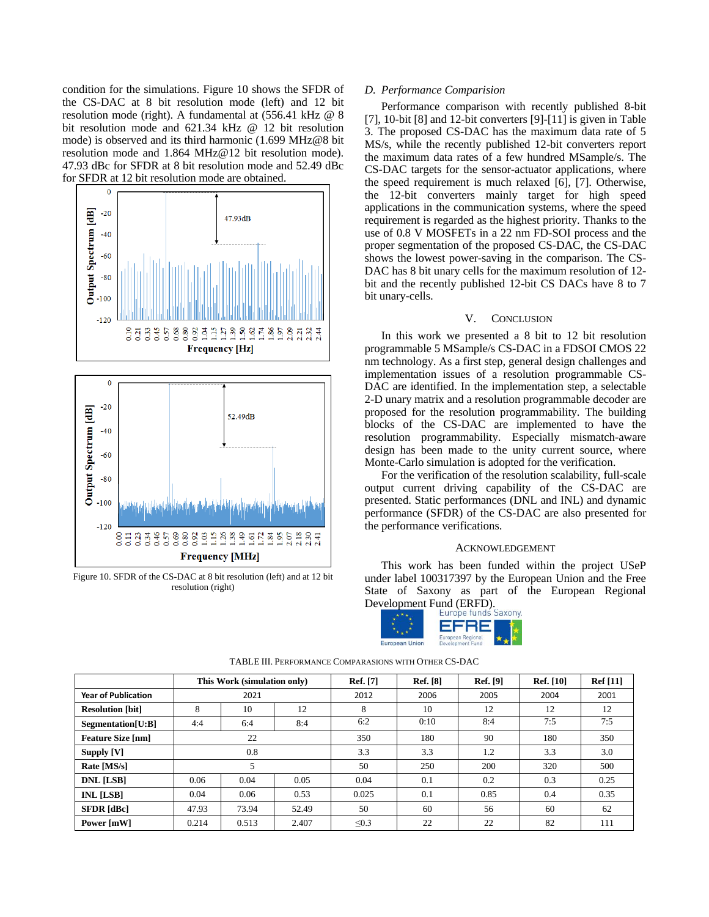condition for the simulations. Figure 10 shows the SFDR of the CS-DAC at 8 bit resolution mode (left) and 12 bit resolution mode (right). A fundamental at (556.41 kHz @ 8 bit resolution mode and 621.34 kHz @ 12 bit resolution mode) is observed and its third harmonic (1.699 MHz@8 bit resolution mode and 1.864 MHz@12 bit resolution mode). 47.93 dBc for SFDR at 8 bit resolution mode and 52.49 dBc for SFDR at 12 bit resolution mode are obtained.

Figure 10. SFDR of the CS-DAC at 8 bit resolution (left) and at 12 bit resolution (right)

### D. Performance Comparision

Performance comparison with recently published 8-bit [7], 10-bit [8] and 12-bit converters [9]-[11] is given in Table 3. The proposed CS-DAC has the maximum data rate of 5 MS/s, while the recently published 12-bit converters report the maximum data rates of a few hundred MSample/s. The CS-DAC targets for the sensor-actuator applications, where the speed requirement is much relaxed [6], [7]. Otherwise, the 12-bit converters mainly target for high speed applications in the communication systems, where the speed requirement is regarded as the highest priority. Thanks to the use of 0.8 V MOSFETs in a 22 nm FD-SOI process and the proper segmentation of the proposed CS-DAC, the CS-DAC shows the lowest power-saving in the comparison. The CS-DAC has 8 bit unary cells for the maximum resolution of 12-bit and the recently published 12-bit CS DACs have 8 to 7 bit unary-cells.

## V. Conclusion

In this work we presented a 8 bit to 12 bit resolution programmable 5 MSample/s CS-DAC in a FDSOI CMOS 22 nm technology. As a first step, general design challenges and implementation issues of a resolution programmable CS-DAC are identified. In the implementation step, a selectable 2-D unary matrix and a resolution programmable decoder are proposed for the resolution programmability. The building blocks of the CS-DAC are implemented to have the resolution programmability. Especially mismatch-aware design has been made to the unity current source, where Monte-Carlo simulation is adopted for the verification.

For the verification of the resolution scalability, full-scale output current driving capability of the CS-DAC are presented. Static performances (DNL and INL) and dynamic performance (SFDR) of the CS-DAC are also presented for the performance verifications.

## Acknowledgement

This work has been funded within the project USeP under label 100317397 by the European Union and the Free State of Saxony as part of the European Regional Development Fund (ERFD).

TABLE III. Performance Comparasions with Other CS-DAC

| | This Work (simulation only) | | | Ref. [7] | Ref. [8] | Ref. [9] | Ref. [10] | Ref [11] |
|---|---|---|---|---|---|---|---|---|
| **Year of Publication** | 2021 | | | 2012 | 2006 | 2005 | 2004 | 2001 |
| **Resolution [bit]** | 8 | 10 | 12 | 8 | 10 | 12 | 12 | 12 |
| **Segmentation[U:B]** | 4:4 | 6:4 | 8:4 | 6:2 | 0:10 | 8:4 | 7:5 | 7:5 |
| **Feature Size [nm]** | 22 | | | 350 | 180 | 90 | 180 | 350 |
| **Supply [V]** | 0.8 | | | 3.3 | 3.3 | 1.2 | 3.3 | 3.0 |
| **Rate [MS/s]** | 5 | | | 50 | 250 | 200 | 320 | 500 |
| **DNL [LSB]** | 0.06 | 0.04 | 0.05 | 0.04 | 0.1 | 0.2 | 0.3 | 0.25 |
| **INL [LSB]** | 0.04 | 0.06 | 0.53 | 0.025 | 0.1 | 0.85 | 0.4 | 0.35 |
| **SFDR [dBc]** | 47.93 | 73.94 | 52.49 | 50 | 60 | 56 | 60 | 62 |
| **Power [mW]** | 0.214 | 0.513 | 2.407 | ≤0.3 | 22 | 22 | 82 | 111 |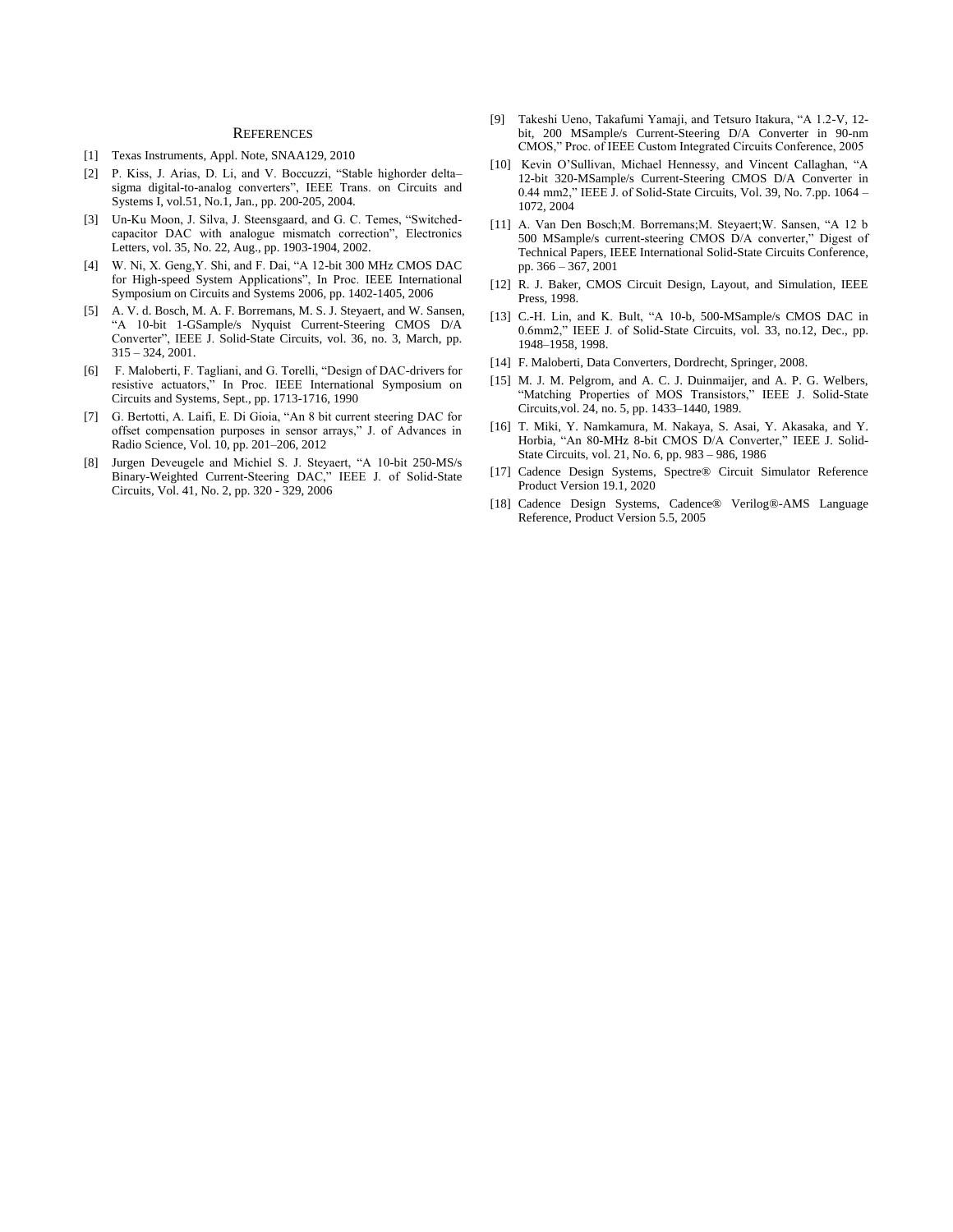## REFERENCES

[1] Texas Instruments, Appl. Note, SNAA129, 2010

[2] P. Kiss, J. Arias, D. Li, and V. Boccuzzi, "Stable highorder delta–sigma digital-to-analog converters", IEEE Trans. on Circuits and Systems I, vol.51, No.1, Jan., pp. 200-205, 2004.

[3] Un-Ku Moon, J. Silva, J. Steensgaard, and G. C. Temes, "Switched-capacitor DAC with analogue mismatch correction", Electronics Letters, vol. 35, No. 22, Aug., pp. 1903-1904, 2002.

[4] W. Ni, X. Geng,Y. Shi, and F. Dai, "A 12-bit 300 MHz CMOS DAC for High-speed System Applications", In Proc. IEEE International Symposium on Circuits and Systems 2006, pp. 1402-1405, 2006

[5] A. V. d. Bosch, M. A. F. Borremans, M. S. J. Steyaert, and W. Sansen, "A 10-bit 1-GSample/s Nyquist Current-Steering CMOS D/A Converter", IEEE J. Solid-State Circuits, vol. 36, no. 3, March, pp. 315 – 324, 2001.

[6] F. Maloberti, F. Tagliani, and G. Torelli, "Design of DAC-drivers for resistive actuators," In Proc. IEEE International Symposium on Circuits and Systems, Sept., pp. 1713-1716, 1990

[7] G. Bertotti, A. Laifi, E. Di Gioia, "An 8 bit current steering DAC for offset compensation purposes in sensor arrays," J. of Advances in Radio Science, Vol. 10, pp. 201–206, 2012

[8] Jurgen Deveugele and Michiel S. J. Steyaert, "A 10-bit 250-MS/s Binary-Weighted Current-Steering DAC," IEEE J. of Solid-State Circuits, Vol. 41, No. 2, pp. 320 - 329, 2006

[9] Takeshi Ueno, Takafumi Yamaji, and Tetsuro Itakura, "A 1.2-V, 12-bit, 200 MSample/s Current-Steering D/A Converter in 90-nm CMOS," Proc. of IEEE Custom Integrated Circuits Conference, 2005

[10] Kevin O'Sullivan, Michael Hennessy, and Vincent Callaghan, "A 12-bit 320-MSample/s Current-Steering CMOS D/A Converter in 0.44 mm2," IEEE J. of Solid-State Circuits, Vol. 39, No. 7.pp. 1064 – 1072, 2004

[11] A. Van Den Bosch;M. Borremans;M. Steyaert;W. Sansen, "A 12 b 500 MSample/s current-steering CMOS D/A converter," Digest of Technical Papers, IEEE International Solid-State Circuits Conference, pp. 366 – 367, 2001

[12] R. J. Baker, CMOS Circuit Design, Layout, and Simulation, IEEE Press, 1998.

[13] C.-H. Lin, and K. Bult, "A 10-b, 500-MSample/s CMOS DAC in 0.6mm2," IEEE J. of Solid-State Circuits, vol. 33, no.12, Dec., pp. 1948–1958, 1998.

[14] F. Maloberti, Data Converters, Dordrecht, Springer, 2008.

[15] M. J. M. Pelgrom, and A. C. J. Duinmaijer, and A. P. G. Welbers, "Matching Properties of MOS Transistors," IEEE J. Solid-State Circuits,vol. 24, no. 5, pp. 1433–1440, 1989.

[16] T. Miki, Y. Namkamura, M. Nakaya, S. Asai, Y. Akasaka, and Y. Horbia, "An 80-MHz 8-bit CMOS D/A Converter," IEEE J. Solid-State Circuits, vol. 21, No. 6, pp. 983 – 986, 1986

[17] Cadence Design Systems, Spectre® Circuit Simulator Reference Product Version 19.1, 2020

[18] Cadence Design Systems, Cadence® Verilog®-AMS Language Reference, Product Version 5.5, 2005